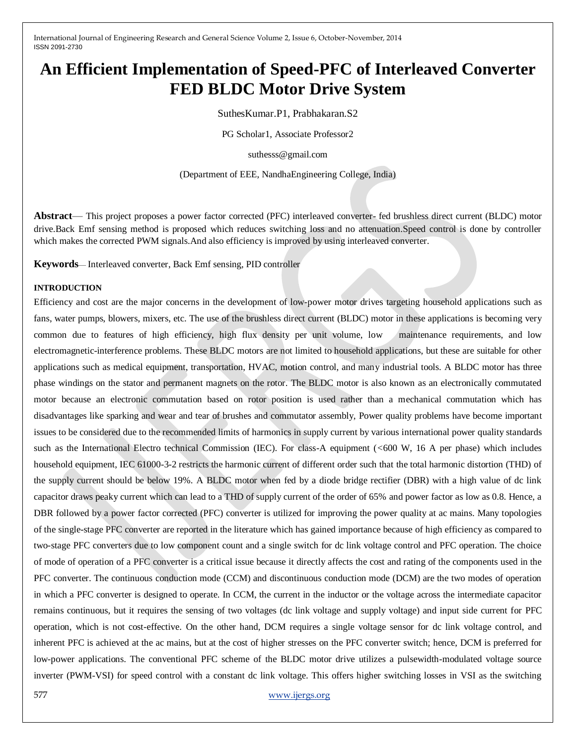# An Efficient Implementation of Speed-PFC of Interleaved Converter FED BLDC Motor Drive System

SuthesKumar.P1, Prabhakaran.S2

PG Scholar1, Associate Professor2

suthesss@gmail.com

(Department of EEE, NandhaEngineering College, India)

**Abstract**— This project proposes a power factor corrected (PFC) interleaved converter- fed brushless direct current (BLDC) motor drive.Back Emf sensing method is proposed which reduces switching loss and no attenuation.Speed control is done by controller which makes the corrected PWM signals.And also efficiency is improved by using interleaved converter.

**Keywords**— Interleaved converter, Back Emf sensing, PID controller

## INTRODUCTION

Efficiency and cost are the major concerns in the development of low-power motor drives targeting household applications such as fans, water pumps, blowers, mixers, etc. The use of the brushless direct current (BLDC) motor in these applications is becoming very common due to features of high efficiency, high flux density per unit volume, low maintenance requirements, and low electromagnetic-interference problems. These BLDC motors are not limited to household applications, but these are suitable for other applications such as medical equipment, transportation, HVAC, motion control, and many industrial tools. A BLDC motor has three phase windings on the stator and permanent magnets on the rotor. The BLDC motor is also known as an electronically commutated motor because an electronic commutation based on rotor position is used rather than a mechanical commutation which has disadvantages like sparking and wear and tear of brushes and commutator assembly, Power quality problems have become important issues to be considered due to the recommended limits of harmonics in supply current by various international power quality standards such as the International Electro technical Commission (IEC). For class-A equipment (<600 W, 16 A per phase) which includes household equipment, IEC 61000-3-2 restricts the harmonic current of different order such that the total harmonic distortion (THD) of the supply current should be below 19%. A BLDC motor when fed by a diode bridge rectifier (DBR) with a high value of dc link capacitor draws peaky current which can lead to a THD of supply current of the order of 65% and power factor as low as 0.8. Hence, a DBR followed by a power factor corrected (PFC) converter is utilized for improving the power quality at ac mains. Many topologies of the single-stage PFC converter are reported in the literature which has gained importance because of high efficiency as compared to two-stage PFC converters due to low component count and a single switch for dc link voltage control and PFC operation. The choice of mode of operation of a PFC converter is a critical issue because it directly affects the cost and rating of the components used in the PFC converter. The continuous conduction mode (CCM) and discontinuous conduction mode (DCM) are the two modes of operation in which a PFC converter is designed to operate. In CCM, the current in the inductor or the voltage across the intermediate capacitor remains continuous, but it requires the sensing of two voltages (dc link voltage and supply voltage) and input side current for PFC operation, which is not cost-effective. On the other hand, DCM requires a single voltage sensor for dc link voltage control, and inherent PFC is achieved at the ac mains, but at the cost of higher stresses on the PFC converter switch; hence, DCM is preferred for low-power applications. The conventional PFC scheme of the BLDC motor drive utilizes a pulsewidth-modulated voltage source inverter (PWM-VSI) for speed control with a constant dc link voltage. This offers higher switching losses in VSI as the switching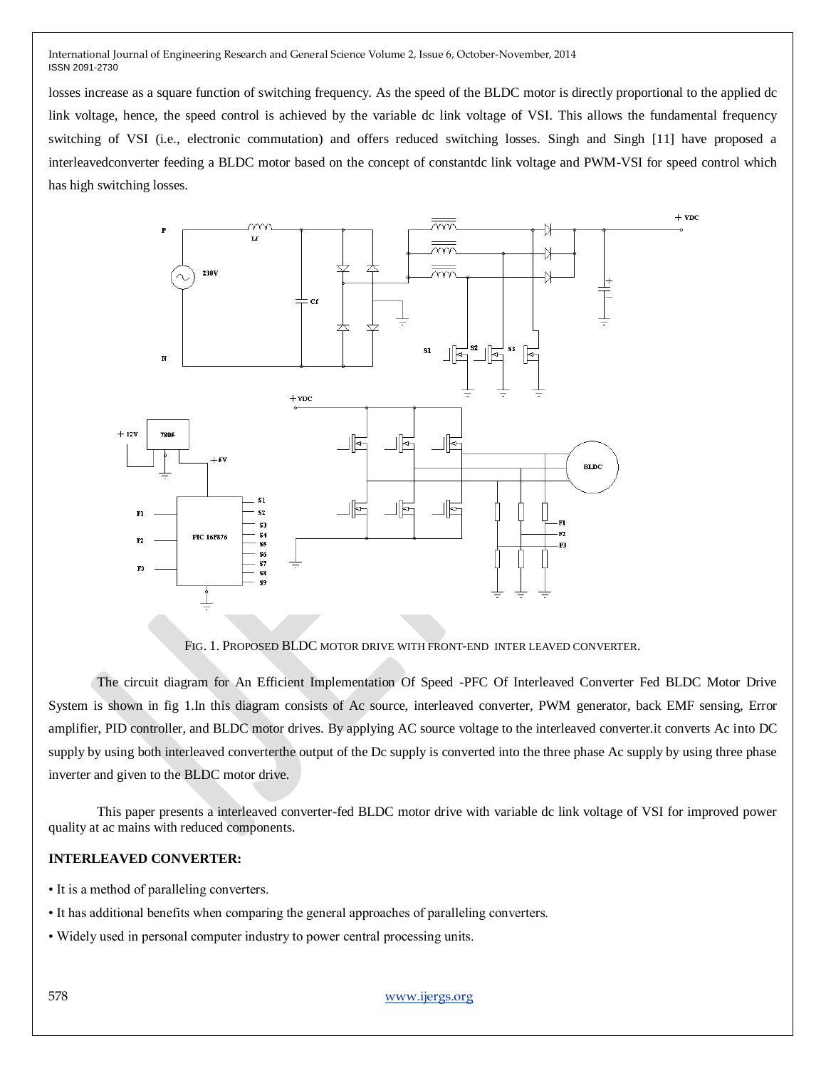losses increase as a square function of switching frequency. As the speed of the BLDC motor is directly proportional to the applied dc link voltage, hence, the speed control is achieved by the variable dc link voltage of VSI. This allows the fundamental frequency switching of VSI (i.e., electronic commutation) and offers reduced switching losses. Singh and Singh [11] have proposed a interleavedconverter feeding a BLDC motor based on the concept of constantdc link voltage and PWM-VSI for speed control which has high switching losses.

P
Lf
230V
Cf
N
S1
S2
S3
+ VDC
+ VDC
+ 12V
7805
+5V
F1
F2
F3
PIC 16F876
S1
S2
S3
S4
S5
S6
S7
S8
S9
BLDC
F1
F2
F3

FIG. 1. PROPOSED BLDC MOTOR DRIVE WITH FRONT-END INTER LEAVED CONVERTER.

The circuit diagram for An Efficient Implementation Of Speed -PFC Of Interleaved Converter Fed BLDC Motor Drive System is shown in fig 1.In this diagram consists of Ac source, interleaved converter, PWM generator, back EMF sensing, Error amplifier, PID controller, and BLDC motor drives. By applying AC source voltage to the interleaved converter.it converts Ac into DC supply by using both interleaved converterthe output of the Dc supply is converted into the three phase Ac supply by using three phase inverter and given to the BLDC motor drive.

This paper presents a interleaved converter-fed BLDC motor drive with variable dc link voltage of VSI for improved power quality at ac mains with reduced components.

**INTERLEAVED CONVERTER:**

- It is a method of paralleling converters.
- It has additional benefits when comparing the general approaches of paralleling converters.
- Widely used in personal computer industry to power central processing units.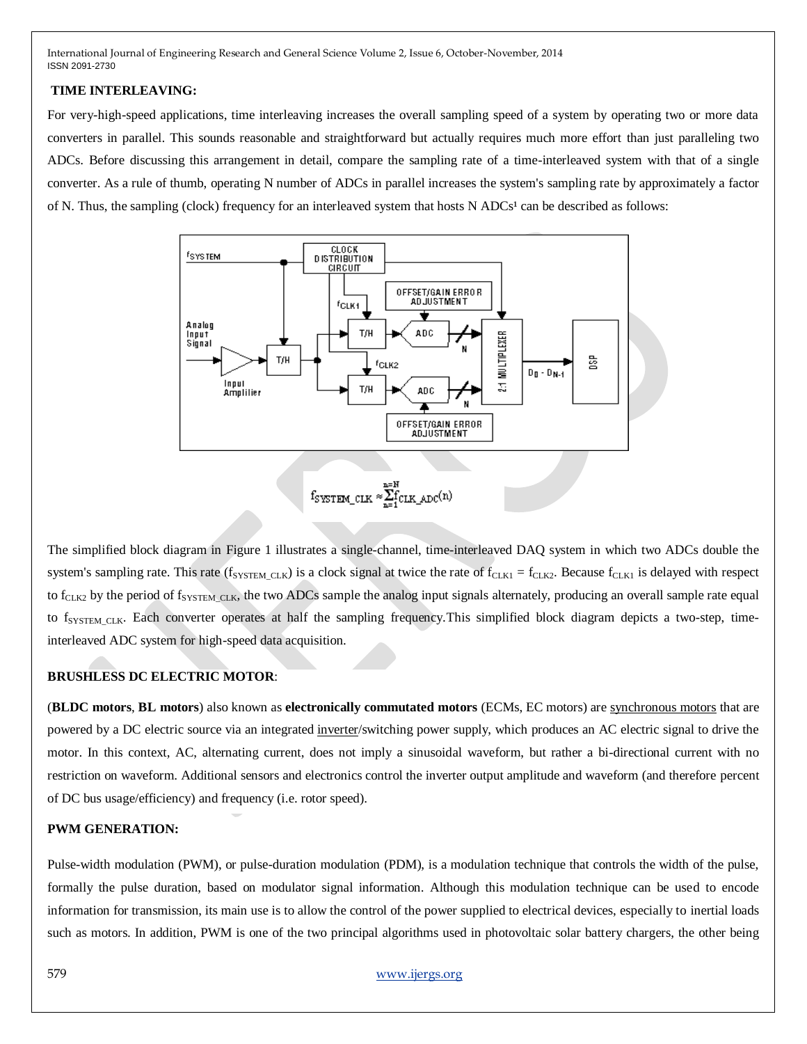## TIME INTERLEAVING:

For very-high-speed applications, time interleaving increases the overall sampling speed of a system by operating two or more data converters in parallel. This sounds reasonable and straightforward but actually requires much more effort than just paralleling two ADCs. Before discussing this arrangement in detail, compare the sampling rate of a time-interleaved system with that of a single converter. As a rule of thumb, operating N number of ADCs in parallel increases the system's sampling rate by approximately a factor of N. Thus, the sampling (clock) frequency for an interleaved system that hosts N ADCs[1] can be described as follows:

$f_{SYSTEM}$

CLOCK DISTRIBUTION CIRCUIT

OFFSET/GAIN ERROR ADJUSTMENT

$f_{CLK1}$

Analog Input Signal

T/H

ADC

N

2:1 MULTIPLEXER

$D_0 - D_{N-1}$

DSP

T/H

$f_{CLK2}$

Input Amplifier

T/H

ADC

N

OFFSET/GAIN ERROR ADJUSTMENT

$$f_{SYSTEM\_CLK} \approx \sum_{n=1}^{n=N} f_{CLK\_ADC}(n)$$

The simplified block diagram in Figure 1 illustrates a single-channel, time-interleaved DAQ system in which two ADCs double the system's sampling rate. This rate ($f_{SYSTEM\_CLK}$) is a clock signal at twice the rate of $f_{CLK1} = f_{CLK2}$. Because $f_{CLK1}$ is delayed with respect to $f_{CLK2}$ by the period of $f_{SYSTEM\_CLK}$, the two ADCs sample the analog input signals alternately, producing an overall sample rate equal to $f_{SYSTEM\_CLK}$. Each converter operates at half the sampling frequency.This simplified block diagram depicts a two-step, time-interleaved ADC system for high-speed data acquisition.

## BRUSHLESS DC ELECTRIC MOTOR:

(**BLDC motors**, **BL motors**) also known as **electronically commutated motors** (ECMs, EC motors) are synchronous motors that are powered by a DC electric source via an integrated inverter/switching power supply, which produces an AC electric signal to drive the motor. In this context, AC, alternating current, does not imply a sinusoidal waveform, but rather a bi-directional current with no restriction on waveform. Additional sensors and electronics control the inverter output amplitude and waveform (and therefore percent of DC bus usage/efficiency) and frequency (i.e. rotor speed).

## PWM GENERATION:

Pulse-width modulation (PWM), or pulse-duration modulation (PDM), is a modulation technique that controls the width of the pulse, formally the pulse duration, based on modulator signal information. Although this modulation technique can be used to encode information for transmission, its main use is to allow the control of the power supplied to electrical devices, especially to inertial loads such as motors. In addition, PWM is one of the two principal algorithms used in photovoltaic solar battery chargers, the other being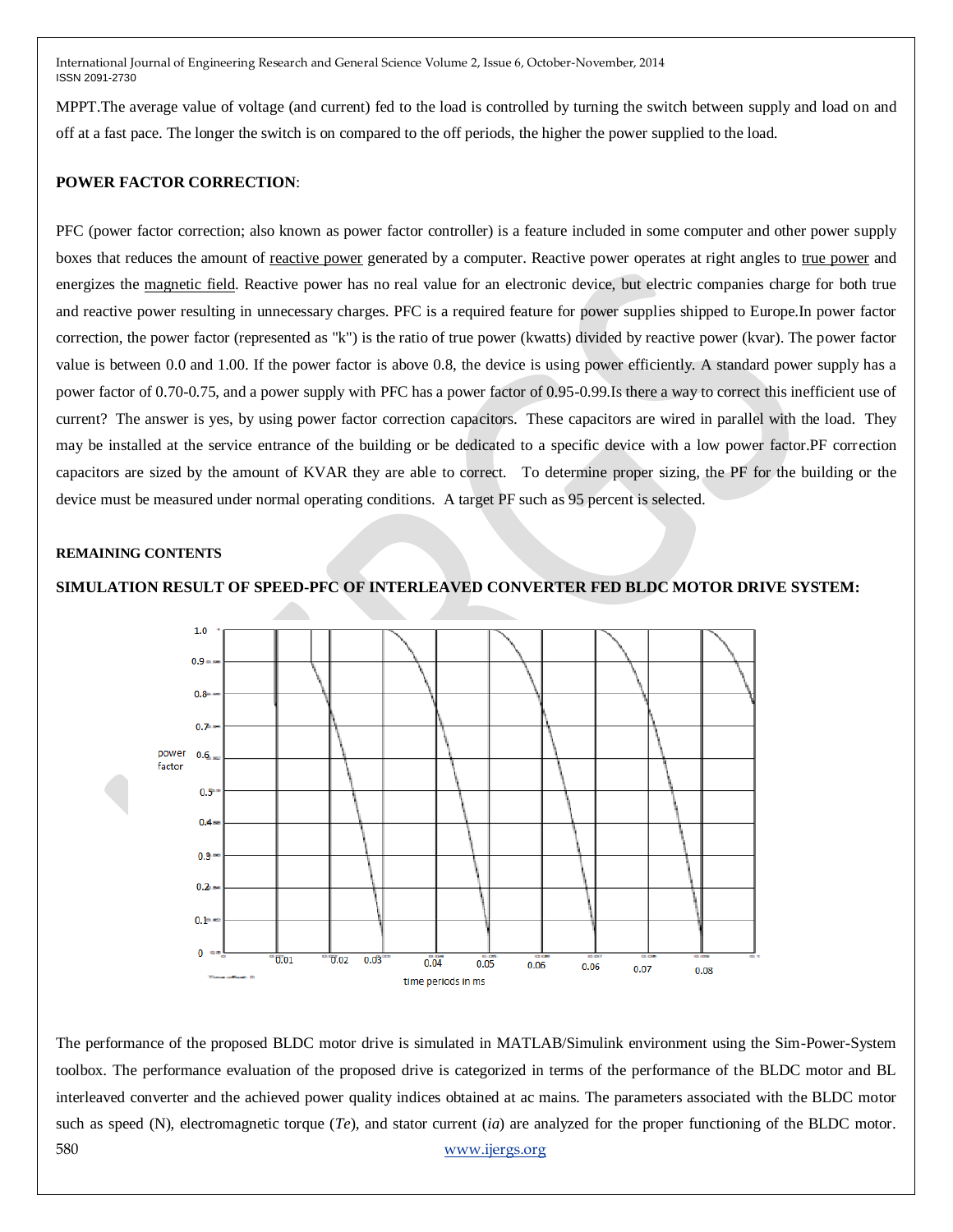MPPT.The average value of voltage (and current) fed to the load is controlled by turning the switch between supply and load on and off at a fast pace. The longer the switch is on compared to the off periods, the higher the power supplied to the load.

**POWER FACTOR CORRECTION**:

PFC (power factor correction; also known as power factor controller) is a feature included in some computer and other power supply boxes that reduces the amount of reactive power generated by a computer. Reactive power operates at right angles to true power and energizes the magnetic field. Reactive power has no real value for an electronic device, but electric companies charge for both true and reactive power resulting in unnecessary charges. PFC is a required feature for power supplies shipped to Europe.In power factor correction, the power factor (represented as "k") is the ratio of true power (kwatts) divided by reactive power (kvar). The power factor value is between 0.0 and 1.00. If the power factor is above 0.8, the device is using power efficiently. A standard power supply has a power factor of 0.70-0.75, and a power supply with PFC has a power factor of 0.95-0.99.Is there a way to correct this inefficient use of current? The answer is yes, by using power factor correction capacitors. These capacitors are wired in parallel with the load. They may be installed at the service entrance of the building or be dedicated to a specific device with a low power factor.PF correction capacitors are sized by the amount of KVAR they are able to correct. To determine proper sizing, the PF for the building or the device must be measured under normal operating conditions. A target PF such as 95 percent is selected.

**REMAINING CONTENTS**

**SIMULATION RESULT OF SPEED-PFC OF INTERLEAVED CONVERTER FED BLDC MOTOR DRIVE SYSTEM:**

power factor

1.0
0.9
0.8
0.7
0.6
0.5
0.4
0.3
0.2
0.1
0

0.01 0.02 0.03 0.04 0.05 0.06 0.06 0.07 0.08

time periods in ms

The performance of the proposed BLDC motor drive is simulated in MATLAB/Simulink environment using the Sim-Power-System toolbox. The performance evaluation of the proposed drive is categorized in terms of the performance of the BLDC motor and BL interleaved converter and the achieved power quality indices obtained at ac mains. The parameters associated with the BLDC motor such as speed (N), electromagnetic torque (*Te*), and stator current (*ia*) are analyzed for the proper functioning of the BLDC motor.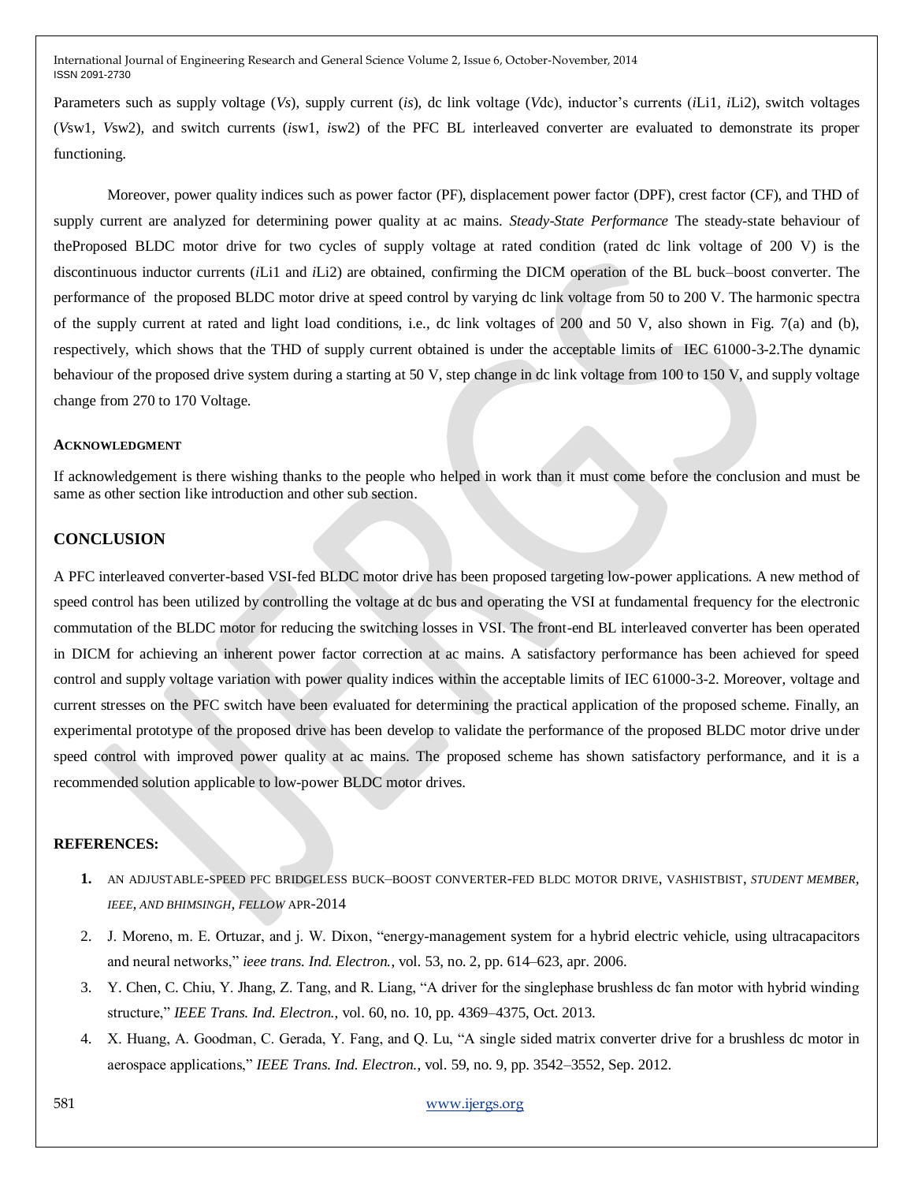Parameters such as supply voltage (*Vs*), supply current (*is*), dc link voltage (*V*dc), inductor's currents (*i*Li1, *i*Li2), switch voltages (*V*sw1, *V*sw2), and switch currents (*i*sw1, *i*sw2) of the PFC BL interleaved converter are evaluated to demonstrate its proper functioning.

Moreover, power quality indices such as power factor (PF), displacement power factor (DPF), crest factor (CF), and THD of supply current are analyzed for determining power quality at ac mains. *Steady-State Performance* The steady-state behaviour of theProposed BLDC motor drive for two cycles of supply voltage at rated condition (rated dc link voltage of 200 V) is the discontinuous inductor currents (*i*Li1 and *i*Li2) are obtained, confirming the DICM operation of the BL buck–boost converter. The performance of the proposed BLDC motor drive at speed control by varying dc link voltage from 50 to 200 V. The harmonic spectra of the supply current at rated and light load conditions, i.e., dc link voltages of 200 and 50 V, also shown in Fig. 7(a) and (b), respectively, which shows that the THD of supply current obtained is under the acceptable limits of IEC 61000-3-2.The dynamic behaviour of the proposed drive system during a starting at 50 V, step change in dc link voltage from 100 to 150 V, and supply voltage change from 270 to 170 Voltage.

### ACKNOWLEDGMENT

If acknowledgement is there wishing thanks to the people who helped in work than it must come before the conclusion and must be same as other section like introduction and other sub section.

## CONCLUSION

A PFC interleaved converter-based VSI-fed BLDC motor drive has been proposed targeting low-power applications. A new method of speed control has been utilized by controlling the voltage at dc bus and operating the VSI at fundamental frequency for the electronic commutation of the BLDC motor for reducing the switching losses in VSI. The front-end BL interleaved converter has been operated in DICM for achieving an inherent power factor correction at ac mains. A satisfactory performance has been achieved for speed control and supply voltage variation with power quality indices within the acceptable limits of IEC 61000-3-2. Moreover, voltage and current stresses on the PFC switch have been evaluated for determining the practical application of the proposed scheme. Finally, an experimental prototype of the proposed drive has been develop to validate the performance of the proposed BLDC motor drive under speed control with improved power quality at ac mains. The proposed scheme has shown satisfactory performance, and it is a recommended solution applicable to low-power BLDC motor drives.

### REFERENCES:

1. AN ADJUSTABLE-SPEED PFC BRIDGELESS BUCK–BOOST CONVERTER-FED BLDC MOTOR DRIVE, VASHISTBIST, *STUDENT MEMBER, IEEE, AND BHIMSINGH, FELLOW* APR-2014
2. J. Moreno, m. E. Ortuzar, and j. W. Dixon, "energy-management system for a hybrid electric vehicle, using ultracapacitors and neural networks," *ieee trans. Ind. Electron.*, vol. 53, no. 2, pp. 614–623, apr. 2006.
3. Y. Chen, C. Chiu, Y. Jhang, Z. Tang, and R. Liang, "A driver for the singlephase brushless dc fan motor with hybrid winding structure," *IEEE Trans. Ind. Electron.*, vol. 60, no. 10, pp. 4369–4375, Oct. 2013.
4. X. Huang, A. Goodman, C. Gerada, Y. Fang, and Q. Lu, "A single sided matrix converter drive for a brushless dc motor in aerospace applications," *IEEE Trans. Ind. Electron.*, vol. 59, no. 9, pp. 3542–3552, Sep. 2012.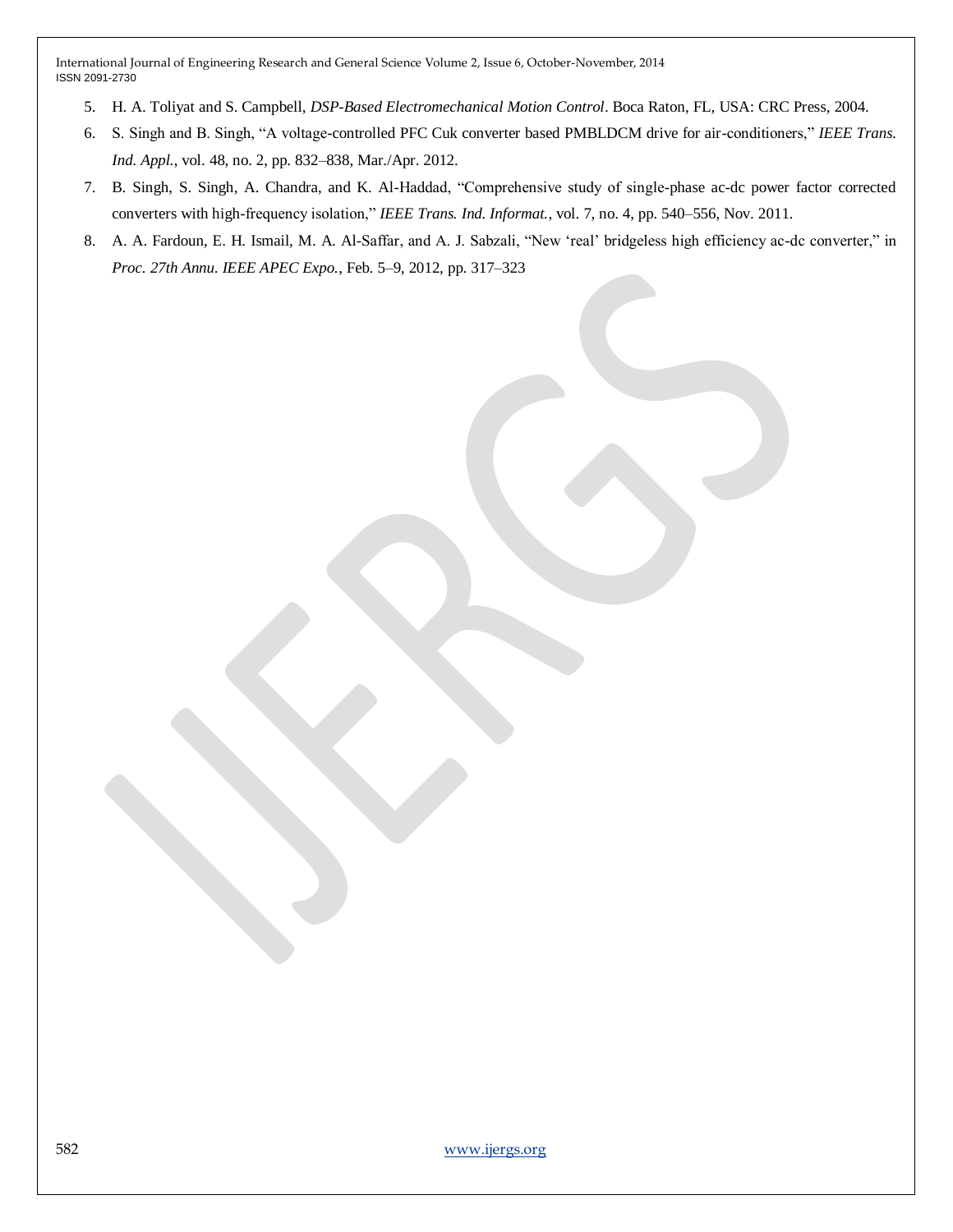5. H. A. Toliyat and S. Campbell, *DSP-Based Electromechanical Motion Control*. Boca Raton, FL, USA: CRC Press, 2004.
6. S. Singh and B. Singh, “A voltage-controlled PFC Cuk converter based PMBLDCM drive for air-conditioners,” *IEEE Trans. Ind. Appl.*, vol. 48, no. 2, pp. 832–838, Mar./Apr. 2012.
7. B. Singh, S. Singh, A. Chandra, and K. Al-Haddad, “Comprehensive study of single-phase ac-dc power factor corrected converters with high-frequency isolation,” *IEEE Trans. Ind. Informat.*, vol. 7, no. 4, pp. 540–556, Nov. 2011.
8. A. A. Fardoun, E. H. Ismail, M. A. Al-Saffar, and A. J. Sabzali, “New ‘real’ bridgeless high efficiency ac-dc converter,” in *Proc. 27th Annu. IEEE APEC Expo.*, Feb. 5–9, 2012, pp. 317–323